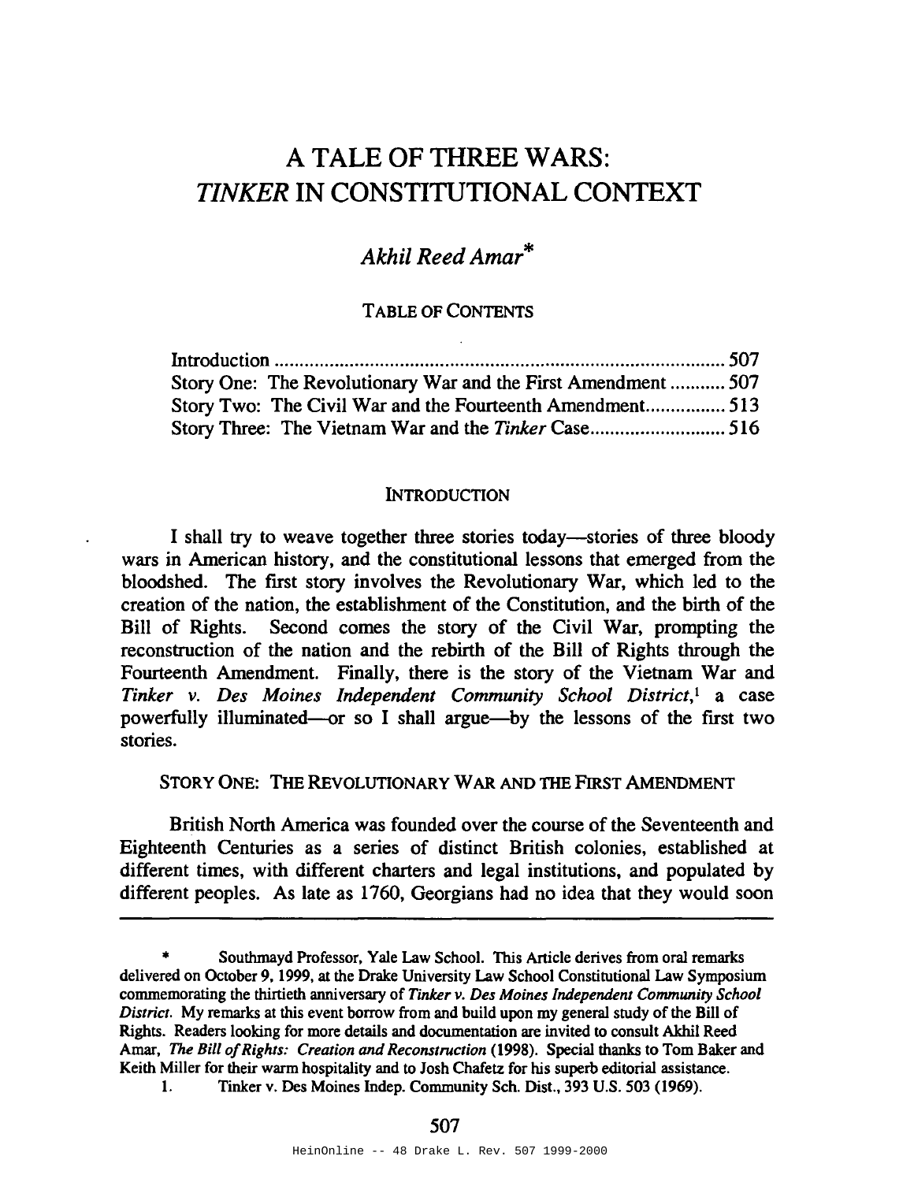# A TALE OF THREE WARS: *TINKER* IN CONSTITUTIONAL CONTEXT

*Akhil Reed Amar*\*

TABLE OF CONTENTS

| | |
|---|---|
| Introduction | 507 |
| Story One: The Revolutionary War and the First Amendment | 507 |
| Story Two: The Civil War and the Fourteenth Amendment | 513 |
| Story Three: The Vietnam War and the *Tinker* Case | 516 |

## INTRODUCTION

I shall try to weave together three stories today—stories of three bloody wars in American history, and the constitutional lessons that emerged from the bloodshed. The first story involves the Revolutionary War, which led to the creation of the nation, the establishment of the Constitution, and the birth of the Bill of Rights. Second comes the story of the Civil War, prompting the reconstruction of the nation and the rebirth of the Bill of Rights through the Fourteenth Amendment. Finally, there is the story of the Vietnam War and *Tinker v. Des Moines Independent Community School District*,[1] a case powerfully illuminated—or so I shall argue—by the lessons of the first two stories.

## STORY ONE: THE REVOLUTIONARY WAR AND THE FIRST AMENDMENT

British North America was founded over the course of the Seventeenth and Eighteenth Centuries as a series of distinct British colonies, established at different times, with different charters and legal institutions, and populated by different peoples. As late as 1760, Georgians had no idea that they would soon

---

\* Southmayd Professor, Yale Law School. This Article derives from oral remarks delivered on October 9, 1999, at the Drake University Law School Constitutional Law Symposium commemorating the thirtieth anniversary of *Tinker v. Des Moines Independent Community School District*. My remarks at this event borrow from and build upon my general study of the Bill of Rights. Readers looking for more details and documentation are invited to consult Akhil Reed Amar, *The Bill of Rights: Creation and Reconstruction* (1998). Special thanks to Tom Baker and Keith Miller for their warm hospitality and to Josh Chafetz for his superb editorial assistance.

1. Tinker v. Des Moines Indep. Community Sch. Dist., 393 U.S. 503 (1969).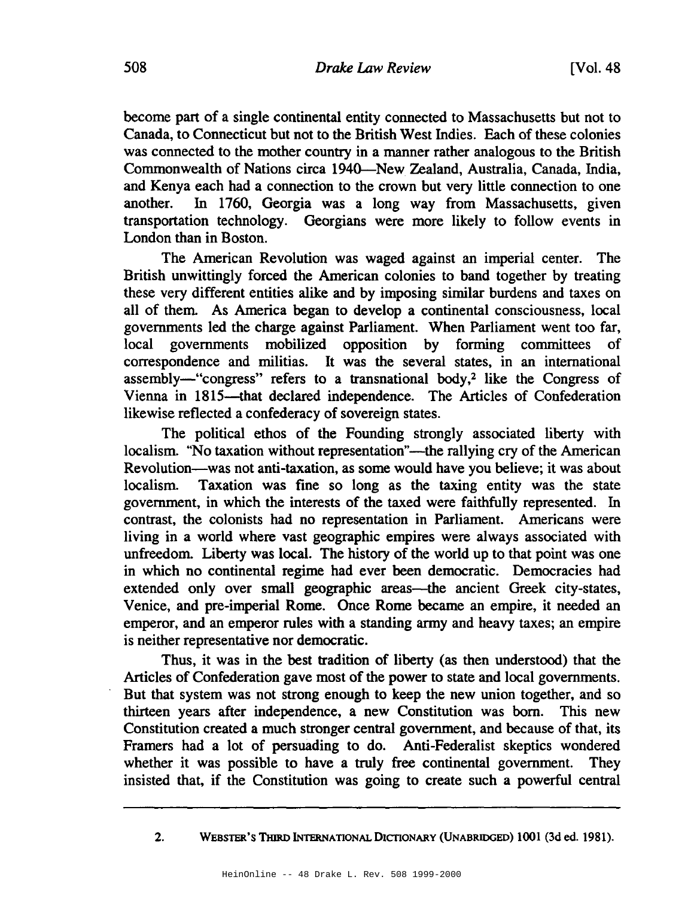become part of a single continental entity connected to Massachusetts but not to Canada, to Connecticut but not to the British West Indies. Each of these colonies was connected to the mother country in a manner rather analogous to the British Commonwealth of Nations circa 1940—New Zealand, Australia, Canada, India, and Kenya each had a connection to the crown but very little connection to one another. In 1760, Georgia was a long way from Massachusetts, given transportation technology. Georgians were more likely to follow events in London than in Boston.

The American Revolution was waged against an imperial center. The British unwittingly forced the American colonies to band together by treating these very different entities alike and by imposing similar burdens and taxes on all of them. As America began to develop a continental consciousness, local governments led the charge against Parliament. When Parliament went too far, local governments mobilized opposition by forming committees of correspondence and militias. It was the several states, in an international assembly—"congress" refers to a transnational body,[2] like the Congress of Vienna in 1815—that declared independence. The Articles of Confederation likewise reflected a confederacy of sovereign states.

The political ethos of the Founding strongly associated liberty with localism. "No taxation without representation"—the rallying cry of the American Revolution—was not anti-taxation, as some would have you believe; it was about localism. Taxation was fine so long as the taxing entity was the state government, in which the interests of the taxed were faithfully represented. In contrast, the colonists had no representation in Parliament. Americans were living in a world where vast geographic empires were always associated with unfreedom. Liberty was local. The history of the world up to that point was one in which no continental regime had ever been democratic. Democracies had extended only over small geographic areas—the ancient Greek city-states, Venice, and pre-imperial Rome. Once Rome became an empire, it needed an emperor, and an emperor rules with a standing army and heavy taxes; an empire is neither representative nor democratic.

Thus, it was in the best tradition of liberty (as then understood) that the Articles of Confederation gave most of the power to state and local governments. But that system was not strong enough to keep the new union together, and so thirteen years after independence, a new Constitution was born. This new Constitution created a much stronger central government, and because of that, its Framers had a lot of persuading to do. Anti-Federalist skeptics wondered whether it was possible to have a truly free continental government. They insisted that, if the Constitution was going to create such a powerful central

---

2. WEBSTER'S THIRD INTERNATIONAL DICTIONARY (UNABRIDGED) 1001 (3d ed. 1981).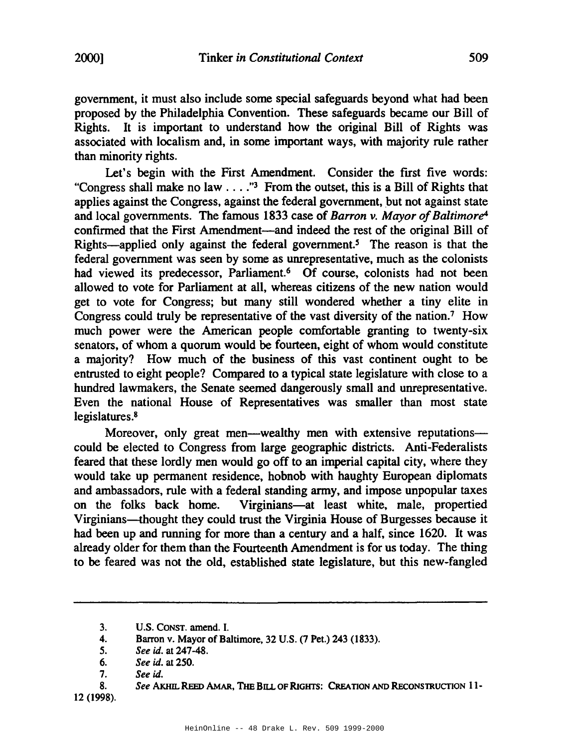government, it must also include some special safeguards beyond what had been proposed by the Philadelphia Convention. These safeguards became our Bill of Rights. It is important to understand how the original Bill of Rights was associated with localism and, in some important ways, with majority rule rather than minority rights.

Let's begin with the First Amendment. Consider the first five words: "Congress shall make no law . . . ."[3] From the outset, this is a Bill of Rights that applies against the Congress, against the federal government, but not against state and local governments. The famous 1833 case of *Barron v. Mayor of Baltimore*[4] confirmed that the First Amendment—and indeed the rest of the original Bill of Rights—applied only against the federal government.[5] The reason is that the federal government was seen by some as unrepresentative, much as the colonists had viewed its predecessor, Parliament.[6] Of course, colonists had not been allowed to vote for Parliament at all, whereas citizens of the new nation would get to vote for Congress; but many still wondered whether a tiny elite in Congress could truly be representative of the vast diversity of the nation.[7] How much power were the American people comfortable granting to twenty-six senators, of whom a quorum would be fourteen, eight of whom would constitute a majority? How much of the business of this vast continent ought to be entrusted to eight people? Compared to a typical state legislature with close to a hundred lawmakers, the Senate seemed dangerously small and unrepresentative. Even the national House of Representatives was smaller than most state legislatures.[8]

Moreover, only great men—wealthy men with extensive reputations—could be elected to Congress from large geographic districts. Anti-Federalists feared that these lordly men would go off to an imperial capital city, where they would take up permanent residence, hobnob with haughty European diplomats and ambassadors, rule with a federal standing army, and impose unpopular taxes on the folks back home. Virginians—at least white, male, propertied Virginians—thought they could trust the Virginia House of Burgesses because it had been up and running for more than a century and a half, since 1620. It was already older for them than the Fourteenth Amendment is for us today. The thing to be feared was not the old, established state legislature, but this new-fangled

---

3. U.S. CONST. amend. I.
4. Barron v. Mayor of Baltimore, 32 U.S. (7 Pet.) 243 (1833).
5. *See id.* at 247-48.
6. *See id.* at 250.
7. *See id.*
8. *See* AKHIL REED AMAR, THE BILL OF RIGHTS: CREATION AND RECONSTRUCTION 11-12 (1998).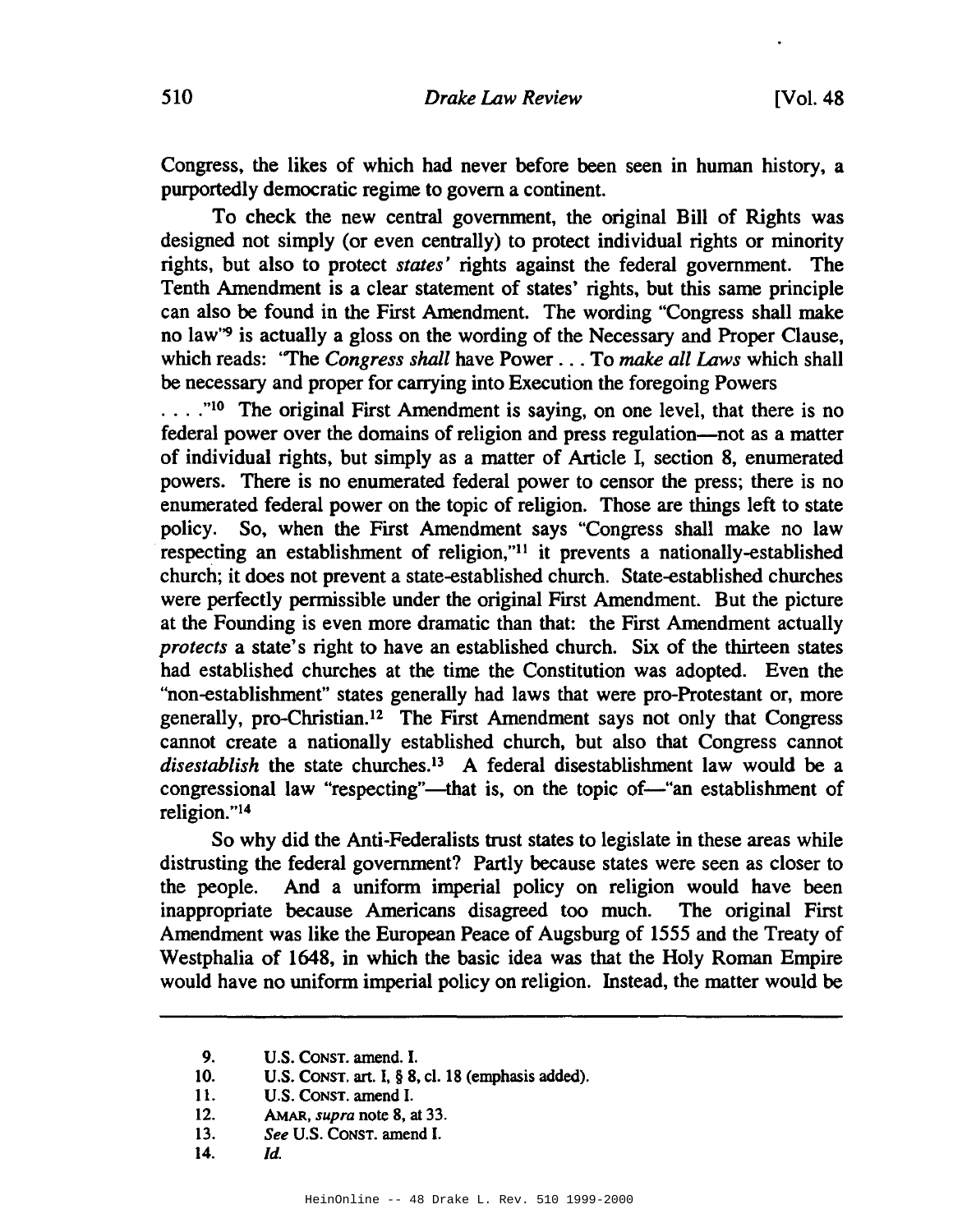Congress, the likes of which had never before been seen in human history, a purportedly democratic regime to govern a continent.

To check the new central government, the original Bill of Rights was designed not simply (or even centrally) to protect individual rights or minority rights, but also to protect *states'* rights against the federal government. The Tenth Amendment is a clear statement of states' rights, but this same principle can also be found in the First Amendment. The wording "Congress shall make no law"[9] is actually a gloss on the wording of the Necessary and Proper Clause, which reads: "The *Congress shall* have Power . . . To *make all Laws* which shall be necessary and proper for carrying into Execution the foregoing Powers . . . ."[10] The original First Amendment is saying, on one level, that there is no federal power over the domains of religion and press regulation—not as a matter of individual rights, but simply as a matter of Article I, section 8, enumerated powers. There is no enumerated federal power to censor the press; there is no enumerated federal power on the topic of religion. Those are things left to state policy. So, when the First Amendment says "Congress shall make no law respecting an establishment of religion,"[11] it prevents a nationally-established church; it does not prevent a state-established church. State-established churches were perfectly permissible under the original First Amendment. But the picture at the Founding is even more dramatic than that: the First Amendment actually *protects* a state's right to have an established church. Six of the thirteen states had established churches at the time the Constitution was adopted. Even the "non-establishment" states generally had laws that were pro-Protestant or, more generally, pro-Christian.[12] The First Amendment says not only that Congress cannot create a nationally established church, but also that Congress cannot *disestablish* the state churches.[13] A federal disestablishment law would be a congressional law "respecting"—that is, on the topic of—"an establishment of religion."[14]

So why did the Anti-Federalists trust states to legislate in these areas while distrusting the federal government? Partly because states were seen as closer to the people. And a uniform imperial policy on religion would have been inappropriate because Americans disagreed too much. The original First Amendment was like the European Peace of Augsburg of 1555 and the Treaty of Westphalia of 1648, in which the basic idea was that the Holy Roman Empire would have no uniform imperial policy on religion. Instead, the matter would be

---

9. U.S. CONST. amend. I.
10. U.S. CONST. art. I, § 8, cl. 18 (emphasis added).
11. U.S. CONST. amend I.
12. AMAR, *supra* note 8, at 33.
13. *See* U.S. CONST. amend I.
14. *Id.*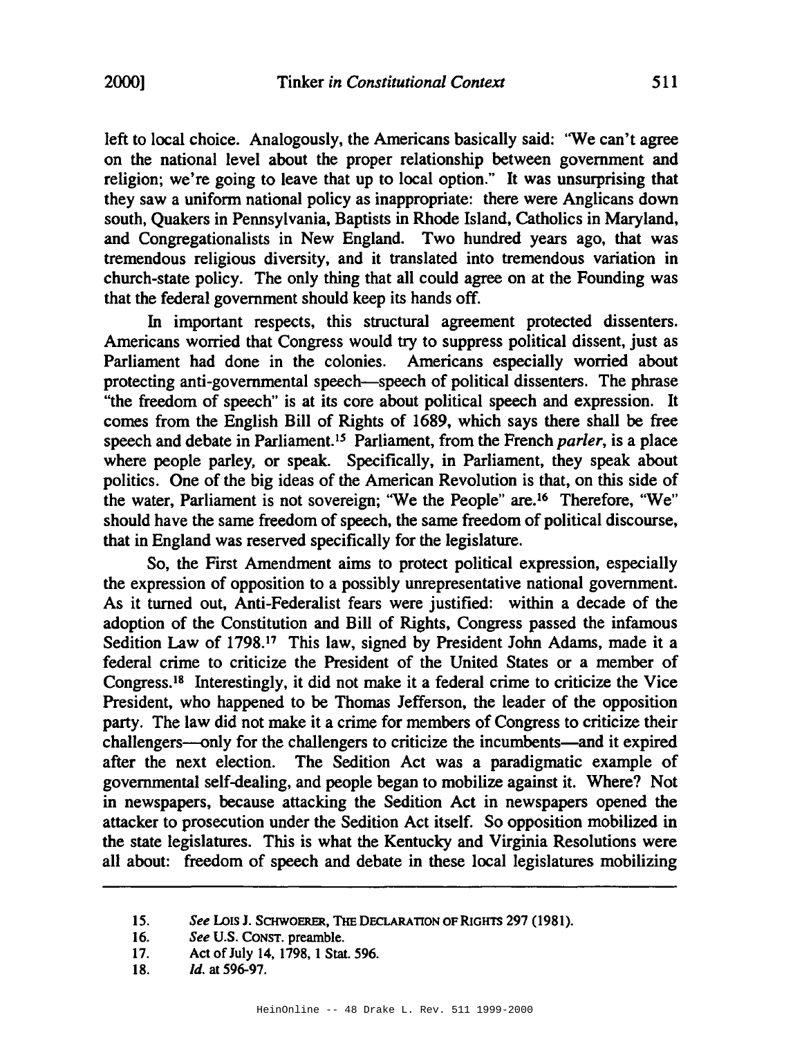left to local choice. Analogously, the Americans basically said: "We can't agree on the national level about the proper relationship between government and religion; we're going to leave that up to local option." It was unsurprising that they saw a uniform national policy as inappropriate: there were Anglicans down south, Quakers in Pennsylvania, Baptists in Rhode Island, Catholics in Maryland, and Congregationalists in New England. Two hundred years ago, that was tremendous religious diversity, and it translated into tremendous variation in church-state policy. The only thing that all could agree on at the Founding was that the federal government should keep its hands off.

In important respects, this structural agreement protected dissenters. Americans worried that Congress would try to suppress political dissent, just as Parliament had done in the colonies. Americans especially worried about protecting anti-governmental speech—speech of political dissenters. The phrase "the freedom of speech" is at its core about political speech and expression. It comes from the English Bill of Rights of 1689, which says there shall be free speech and debate in Parliament.[15] Parliament, from the French *parler*, is a place where people parley, or speak. Specifically, in Parliament, they speak about politics. One of the big ideas of the American Revolution is that, on this side of the water, Parliament is not sovereign; "We the People" are.[16] Therefore, "We" should have the same freedom of speech, the same freedom of political discourse, that in England was reserved specifically for the legislature.

So, the First Amendment aims to protect political expression, especially the expression of opposition to a possibly unrepresentative national government. As it turned out, Anti-Federalist fears were justified: within a decade of the adoption of the Constitution and Bill of Rights, Congress passed the infamous Sedition Law of 1798.[17] This law, signed by President John Adams, made it a federal crime to criticize the President of the United States or a member of Congress.[18] Interestingly, it did not make it a federal crime to criticize the Vice President, who happened to be Thomas Jefferson, the leader of the opposition party. The law did not make it a crime for members of Congress to criticize their challengers—only for the challengers to criticize the incumbents—and it expired after the next election. The Sedition Act was a paradigmatic example of governmental self-dealing, and people began to mobilize against it. Where? Not in newspapers, because attacking the Sedition Act in newspapers opened the attacker to prosecution under the Sedition Act itself. So opposition mobilized in the state legislatures. This is what the Kentucky and Virginia Resolutions were all about: freedom of speech and debate in these local legislatures mobilizing

---

15. *See* LOIS J. SCHWOERER, THE DECLARATION OF RIGHTS 297 (1981).
16. *See* U.S. CONST. preamble.
17. Act of July 14, 1798, 1 Stat. 596.
18. *Id.* at 596-97.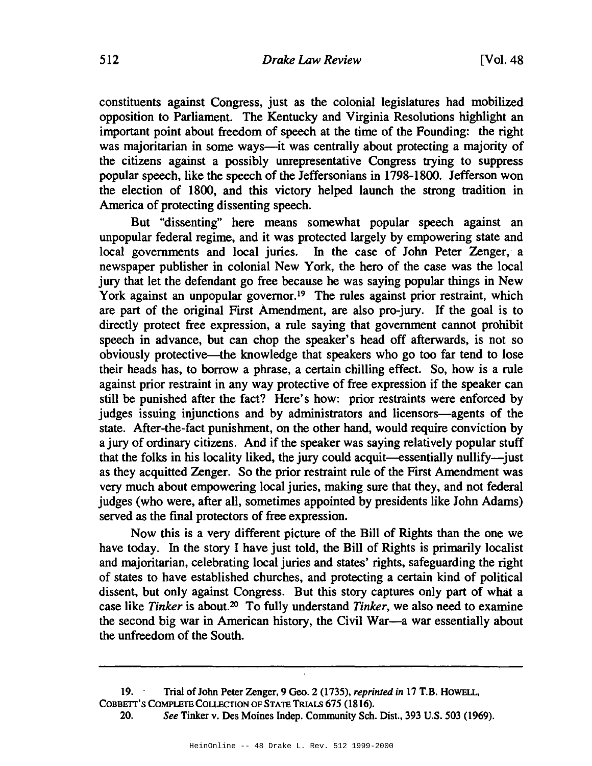constituents against Congress, just as the colonial legislatures had mobilized opposition to Parliament. The Kentucky and Virginia Resolutions highlight an important point about freedom of speech at the time of the Founding: the right was majoritarian in some ways—it was centrally about protecting a majority of the citizens against a possibly unrepresentative Congress trying to suppress popular speech, like the speech of the Jeffersonians in 1798-1800. Jefferson won the election of 1800, and this victory helped launch the strong tradition in America of protecting dissenting speech.

But "dissenting" here means somewhat popular speech against an unpopular federal regime, and it was protected largely by empowering state and local governments and local juries. In the case of John Peter Zenger, a newspaper publisher in colonial New York, the hero of the case was the local jury that let the defendant go free because he was saying popular things in New York against an unpopular governor.[19] The rules against prior restraint, which are part of the original First Amendment, are also pro-jury. If the goal is to directly protect free expression, a rule saying that government cannot prohibit speech in advance, but can chop the speaker's head off afterwards, is not so obviously protective—the knowledge that speakers who go too far tend to lose their heads has, to borrow a phrase, a certain chilling effect. So, how is a rule against prior restraint in any way protective of free expression if the speaker can still be punished after the fact? Here's how: prior restraints were enforced by judges issuing injunctions and by administrators and licensors—agents of the state. After-the-fact punishment, on the other hand, would require conviction by a jury of ordinary citizens. And if the speaker was saying relatively popular stuff that the folks in his locality liked, the jury could acquit—essentially nullify—just as they acquitted Zenger. So the prior restraint rule of the First Amendment was very much about empowering local juries, making sure that they, and not federal judges (who were, after all, sometimes appointed by presidents like John Adams) served as the final protectors of free expression.

Now this is a very different picture of the Bill of Rights than the one we have today. In the story I have just told, the Bill of Rights is primarily localist and majoritarian, celebrating local juries and states' rights, safeguarding the right of states to have established churches, and protecting a certain kind of political dissent, but only against Congress. But this story captures only part of what a case like *Tinker* is about.[20] To fully understand *Tinker*, we also need to examine the second big war in American history, the Civil War—a war essentially about the unfreedom of the South.

---

19. Trial of John Peter Zenger, 9 Geo. 2 (1735), *reprinted in* 17 T.B. HOWELL, COBBETT'S COMPLETE COLLECTION OF STATE TRIALS 675 (1816).

20. *See* Tinker v. Des Moines Indep. Community Sch. Dist., 393 U.S. 503 (1969).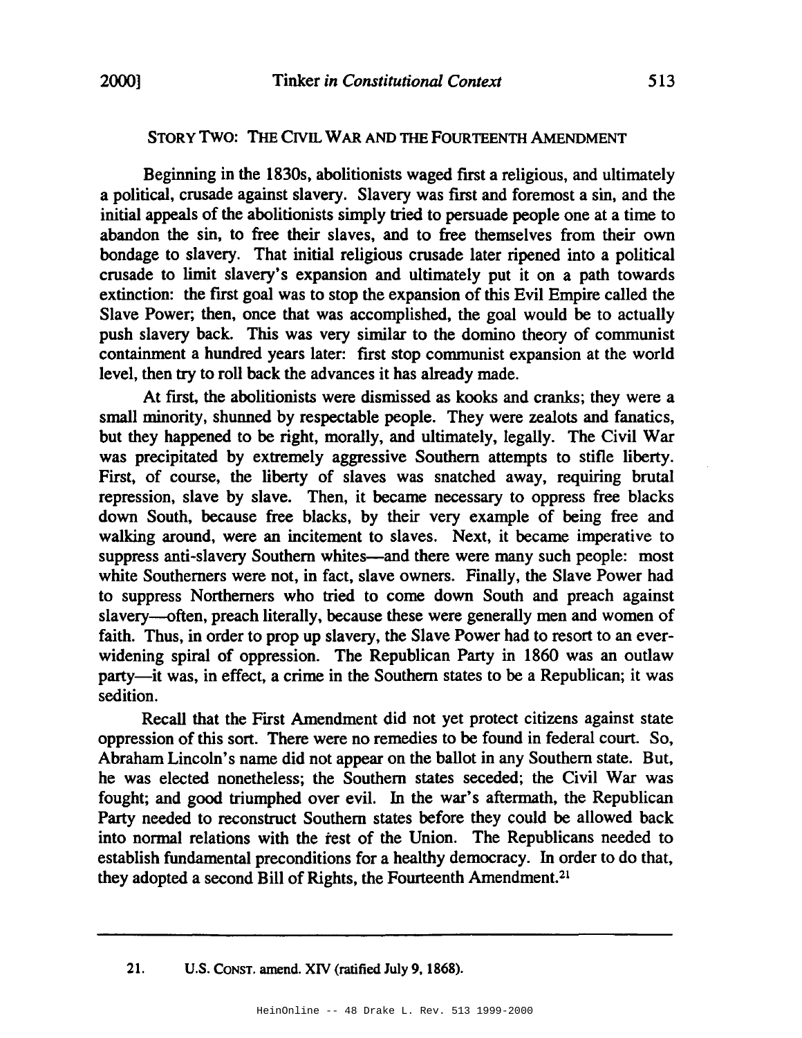## STORY TWO: THE CIVIL WAR AND THE FOURTEENTH AMENDMENT

Beginning in the 1830s, abolitionists waged first a religious, and ultimately a political, crusade against slavery. Slavery was first and foremost a sin, and the initial appeals of the abolitionists simply tried to persuade people one at a time to abandon the sin, to free their slaves, and to free themselves from their own bondage to slavery. That initial religious crusade later ripened into a political crusade to limit slavery's expansion and ultimately put it on a path towards extinction: the first goal was to stop the expansion of this Evil Empire called the Slave Power; then, once that was accomplished, the goal would be to actually push slavery back. This was very similar to the domino theory of communist containment a hundred years later: first stop communist expansion at the world level, then try to roll back the advances it has already made.

At first, the abolitionists were dismissed as kooks and cranks; they were a small minority, shunned by respectable people. They were zealots and fanatics, but they happened to be right, morally, and ultimately, legally. The Civil War was precipitated by extremely aggressive Southern attempts to stifle liberty. First, of course, the liberty of slaves was snatched away, requiring brutal repression, slave by slave. Then, it became necessary to oppress free blacks down South, because free blacks, by their very example of being free and walking around, were an incitement to slaves. Next, it became imperative to suppress anti-slavery Southern whites—and there were many such people: most white Southerners were not, in fact, slave owners. Finally, the Slave Power had to suppress Northerners who tried to come down South and preach against slavery—often, preach literally, because these were generally men and women of faith. Thus, in order to prop up slavery, the Slave Power had to resort to an ever-widening spiral of oppression. The Republican Party in 1860 was an outlaw party—it was, in effect, a crime in the Southern states to be a Republican; it was sedition.

Recall that the First Amendment did not yet protect citizens against state oppression of this sort. There were no remedies to be found in federal court. So, Abraham Lincoln's name did not appear on the ballot in any Southern state. But, he was elected nonetheless; the Southern states seceded; the Civil War was fought; and good triumphed over evil. In the war's aftermath, the Republican Party needed to reconstruct Southern states before they could be allowed back into normal relations with the rest of the Union. The Republicans needed to establish fundamental preconditions for a healthy democracy. In order to do that, they adopted a second Bill of Rights, the Fourteenth Amendment.[21]

---

21. U.S. CONST. amend. XIV (ratified July 9, 1868).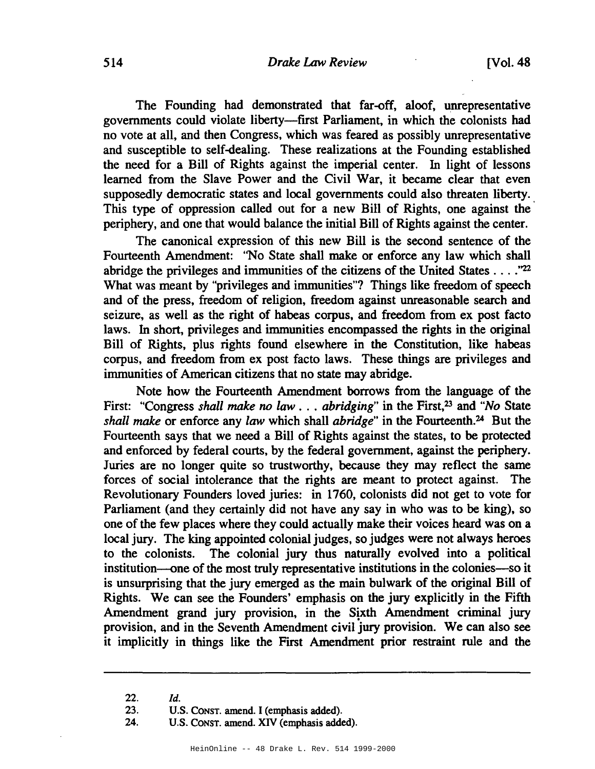The Founding had demonstrated that far-off, aloof, unrepresentative governments could violate liberty—first Parliament, in which the colonists had no vote at all, and then Congress, which was feared as possibly unrepresentative and susceptible to self-dealing. These realizations at the Founding established the need for a Bill of Rights against the imperial center. In light of lessons learned from the Slave Power and the Civil War, it became clear that even supposedly democratic states and local governments could also threaten liberty. This type of oppression called out for a new Bill of Rights, one against the periphery, and one that would balance the initial Bill of Rights against the center.

The canonical expression of this new Bill is the second sentence of the Fourteenth Amendment: "No State shall make or enforce any law which shall abridge the privileges and immunities of the citizens of the United States . . . ."[22] What was meant by "privileges and immunities"? Things like freedom of speech and of the press, freedom of religion, freedom against unreasonable search and seizure, as well as the right of habeas corpus, and freedom from ex post facto laws. In short, privileges and immunities encompassed the rights in the original Bill of Rights, plus rights found elsewhere in the Constitution, like habeas corpus, and freedom from ex post facto laws. These things are privileges and immunities of American citizens that no state may abridge.

Note how the Fourteenth Amendment borrows from the language of the First: "Congress *shall make no law . . . abridging*" in the First,[23] and "*No* State *shall make* or enforce any *law* which shall *abridge*" in the Fourteenth.[24] But the Fourteenth says that we need a Bill of Rights against the states, to be protected and enforced by federal courts, by the federal government, against the periphery. Juries are no longer quite so trustworthy, because they may reflect the same forces of social intolerance that the rights are meant to protect against. The Revolutionary Founders loved juries: in 1760, colonists did not get to vote for Parliament (and they certainly did not have any say in who was to be king), so one of the few places where they could actually make their voices heard was on a local jury. The king appointed colonial judges, so judges were not always heroes to the colonists. The colonial jury thus naturally evolved into a political institution—one of the most truly representative institutions in the colonies—so it is unsurprising that the jury emerged as the main bulwark of the original Bill of Rights. We can see the Founders' emphasis on the jury explicitly in the Fifth Amendment grand jury provision, in the Sixth Amendment criminal jury provision, and in the Seventh Amendment civil jury provision. We can also see it implicitly in things like the First Amendment prior restraint rule and the

---

22. *Id.*

23. U.S. CONST. amend. I (emphasis added).

24. U.S. CONST. amend. XIV (emphasis added).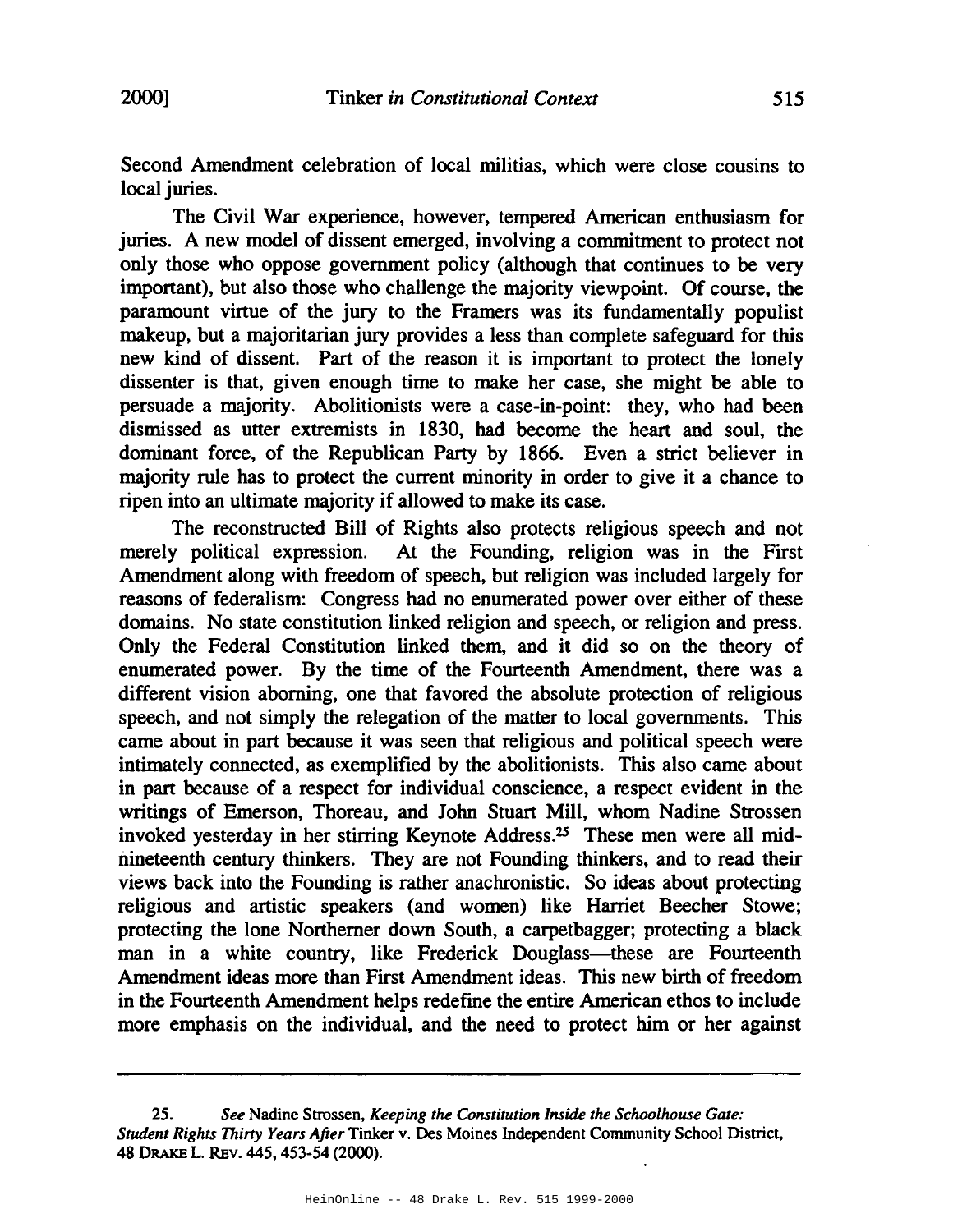Second Amendment celebration of local militias, which were close cousins to local juries.

The Civil War experience, however, tempered American enthusiasm for juries. A new model of dissent emerged, involving a commitment to protect not only those who oppose government policy (although that continues to be very important), but also those who challenge the majority viewpoint. Of course, the paramount virtue of the jury to the Framers was its fundamentally populist makeup, but a majoritarian jury provides a less than complete safeguard for this new kind of dissent. Part of the reason it is important to protect the lonely dissenter is that, given enough time to make her case, she might be able to persuade a majority. Abolitionists were a case-in-point: they, who had been dismissed as utter extremists in 1830, had become the heart and soul, the dominant force, of the Republican Party by 1866. Even a strict believer in majority rule has to protect the current minority in order to give it a chance to ripen into an ultimate majority if allowed to make its case.

The reconstructed Bill of Rights also protects religious speech and not merely political expression. At the Founding, religion was in the First Amendment along with freedom of speech, but religion was included largely for reasons of federalism: Congress had no enumerated power over either of these domains. No state constitution linked religion and speech, or religion and press. Only the Federal Constitution linked them, and it did so on the theory of enumerated power. By the time of the Fourteenth Amendment, there was a different vision aborning, one that favored the absolute protection of religious speech, and not simply the relegation of the matter to local governments. This came about in part because it was seen that religious and political speech were intimately connected, as exemplified by the abolitionists. This also came about in part because of a respect for individual conscience, a respect evident in the writings of Emerson, Thoreau, and John Stuart Mill, whom Nadine Strossen invoked yesterday in her stirring Keynote Address.[25] These men were all mid-nineteenth century thinkers. They are not Founding thinkers, and to read their views back into the Founding is rather anachronistic. So ideas about protecting religious and artistic speakers (and women) like Harriet Beecher Stowe; protecting the lone Northerner down South, a carpetbagger; protecting a black man in a white country, like Frederick Douglass—these are Fourteenth Amendment ideas more than First Amendment ideas. This new birth of freedom in the Fourteenth Amendment helps redefine the entire American ethos to include more emphasis on the individual, and the need to protect him or her against

---

25. *See* Nadine Strossen, *Keeping the Constitution Inside the Schoolhouse Gate: Student Rights Thirty Years After* Tinker v. Des Moines Independent Community School District, 48 DRAKE L. REV. 445, 453-54 (2000).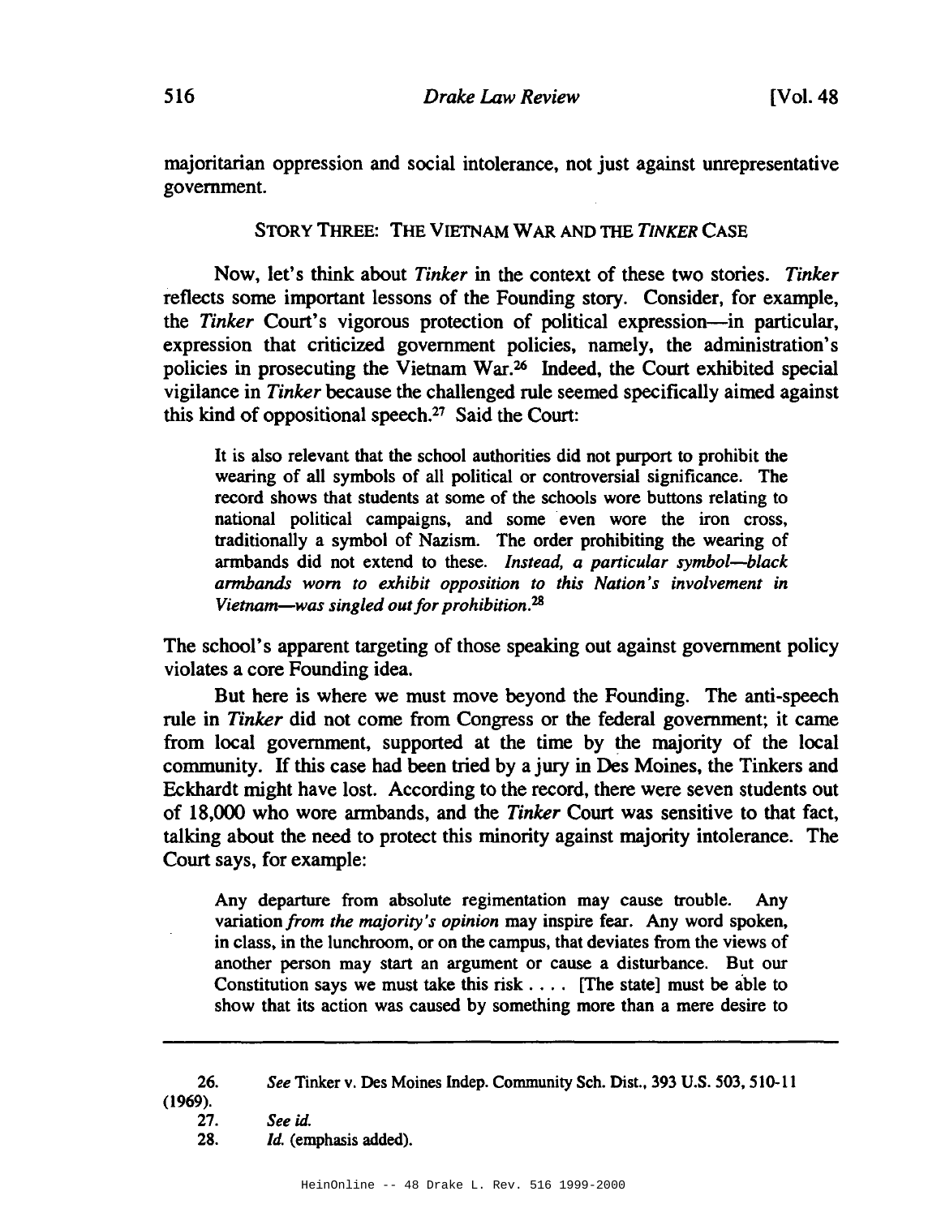majoritarian oppression and social intolerance, not just against unrepresentative government.

### STORY THREE: THE VIETNAM WAR AND THE *TINKER* CASE

Now, let's think about *Tinker* in the context of these two stories. *Tinker* reflects some important lessons of the Founding story. Consider, for example, the *Tinker* Court's vigorous protection of political expression—in particular, expression that criticized government policies, namely, the administration's policies in prosecuting the Vietnam War.[26] Indeed, the Court exhibited special vigilance in *Tinker* because the challenged rule seemed specifically aimed against this kind of oppositional speech.[27] Said the Court:

> It is also relevant that the school authorities did not purport to prohibit the wearing of all symbols of all political or controversial significance. The record shows that students at some of the schools wore buttons relating to national political campaigns, and some even wore the iron cross, traditionally a symbol of Nazism. The order prohibiting the wearing of armbands did not extend to these. *Instead, a particular symbol—black armbands worn to exhibit opposition to this Nation's involvement in Vietnam—was singled out for prohibition.*[28]

The school's apparent targeting of those speaking out against government policy violates a core Founding idea.

But here is where we must move beyond the Founding. The anti-speech rule in *Tinker* did not come from Congress or the federal government; it came from local government, supported at the time by the majority of the local community. If this case had been tried by a jury in Des Moines, the Tinkers and Eckhardt might have lost. According to the record, there were seven students out of 18,000 who wore armbands, and the *Tinker* Court was sensitive to that fact, talking about the need to protect this minority against majority intolerance. The Court says, for example:

> Any departure from absolute regimentation may cause trouble. Any variation *from the majority's opinion* may inspire fear. Any word spoken, in class, in the lunchroom, or on the campus, that deviates from the views of another person may start an argument or cause a disturbance. But our Constitution says we must take this risk . . . . [The state] must be able to show that its action was caused by something more than a mere desire to

---

26. *See* Tinker v. Des Moines Indep. Community Sch. Dist., 393 U.S. 503, 510-11 (1969).

27. *See id.*

28. *Id.* (emphasis added).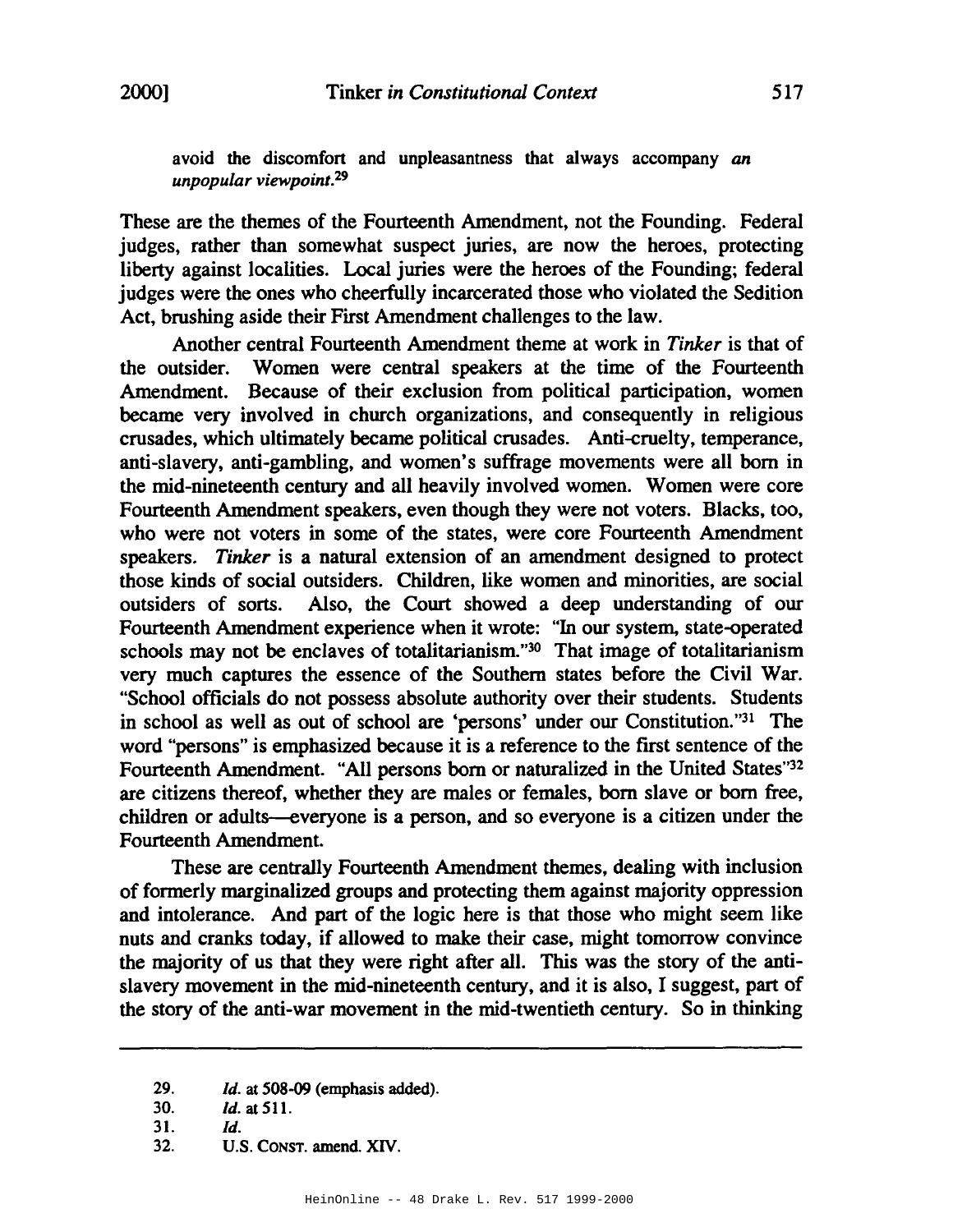avoid the discomfort and unpleasantness that always accompany *an unpopular viewpoint*.[29]

These are the themes of the Fourteenth Amendment, not the Founding. Federal judges, rather than somewhat suspect juries, are now the heroes, protecting liberty against localities. Local juries were the heroes of the Founding; federal judges were the ones who cheerfully incarcerated those who violated the Sedition Act, brushing aside their First Amendment challenges to the law.

Another central Fourteenth Amendment theme at work in *Tinker* is that of the outsider. Women were central speakers at the time of the Fourteenth Amendment. Because of their exclusion from political participation, women became very involved in church organizations, and consequently in religious crusades, which ultimately became political crusades. Anti-cruelty, temperance, anti-slavery, anti-gambling, and women's suffrage movements were all born in the mid-nineteenth century and all heavily involved women. Women were core Fourteenth Amendment speakers, even though they were not voters. Blacks, too, who were not voters in some of the states, were core Fourteenth Amendment speakers. *Tinker* is a natural extension of an amendment designed to protect those kinds of social outsiders. Children, like women and minorities, are social outsiders of sorts. Also, the Court showed a deep understanding of our Fourteenth Amendment experience when it wrote: "In our system, state-operated schools may not be enclaves of totalitarianism."[30] That image of totalitarianism very much captures the essence of the Southern states before the Civil War. "School officials do not possess absolute authority over their students. Students in school as well as out of school are 'persons' under our Constitution."[31] The word "persons" is emphasized because it is a reference to the first sentence of the Fourteenth Amendment. "All persons born or naturalized in the United States"[32] are citizens thereof, whether they are males or females, born slave or born free, children or adults—everyone is a person, and so everyone is a citizen under the Fourteenth Amendment.

These are centrally Fourteenth Amendment themes, dealing with inclusion of formerly marginalized groups and protecting them against majority oppression and intolerance. And part of the logic here is that those who might seem like nuts and cranks today, if allowed to make their case, might tomorrow convince the majority of us that they were right after all. This was the story of the anti-slavery movement in the mid-nineteenth century, and it is also, I suggest, part of the story of the anti-war movement in the mid-twentieth century. So in thinking

---

29. *Id.* at 508-09 (emphasis added).
30. *Id.* at 511.
31. *Id.*
32. U.S. CONST. amend. XIV.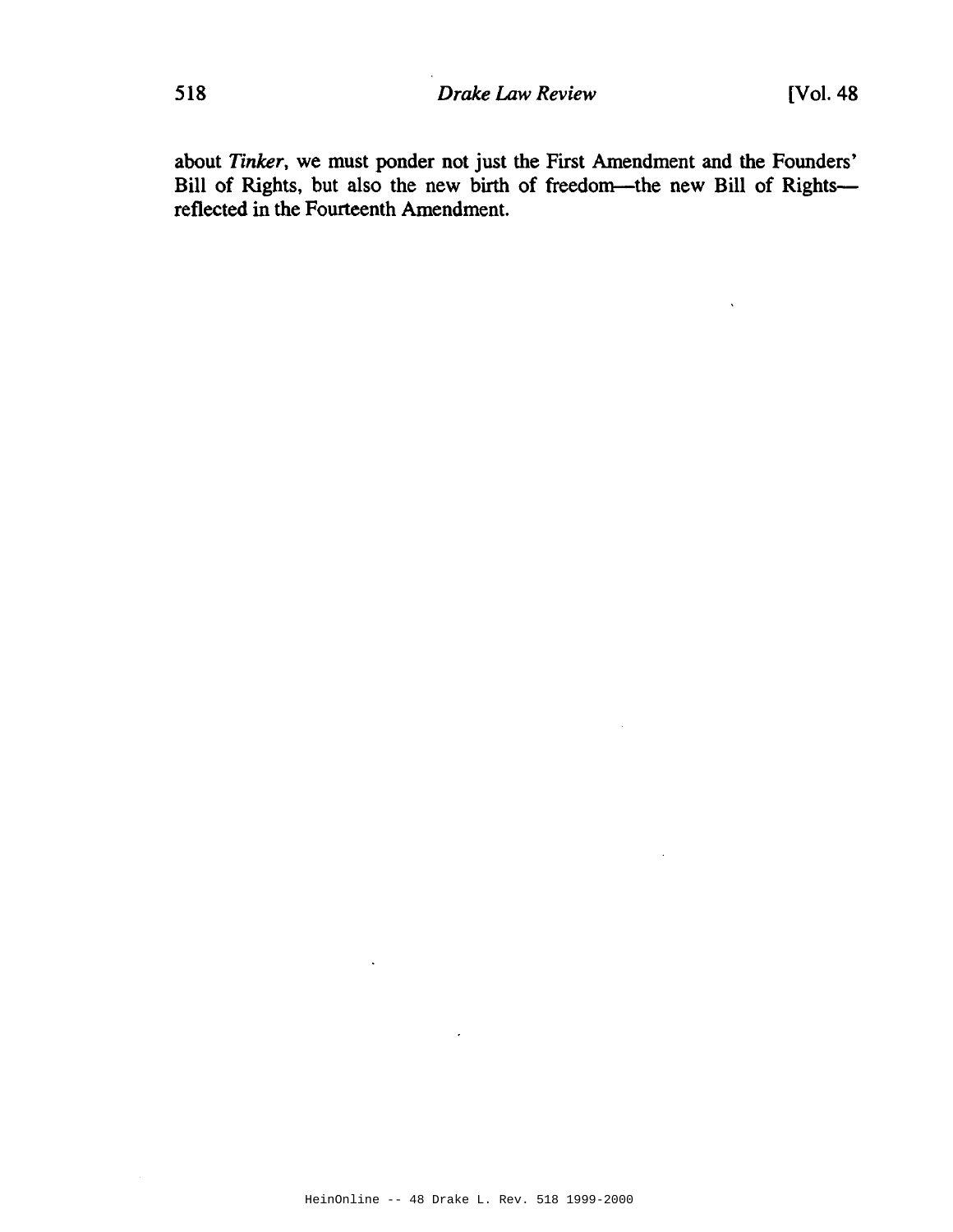about *Tinker*, we must ponder not just the First Amendment and the Founders' Bill of Rights, but also the new birth of freedom—the new Bill of Rights—reflected in the Fourteenth Amendment.